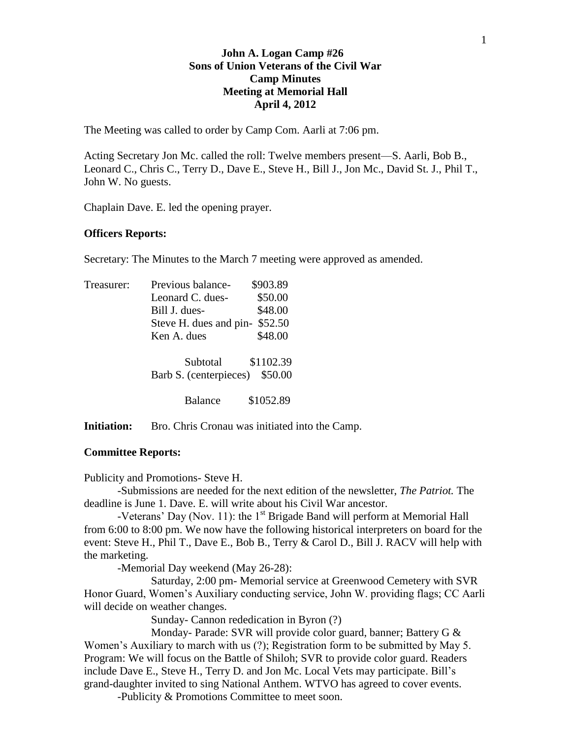**John A. Logan Camp #26**
**Sons of Union Veterans of the Civil War**
**Camp Minutes**
**Meeting at Memorial Hall**
**April 4, 2012**

The Meeting was called to order by Camp Com. Aarli at 7:06 pm.

Acting Secretary Jon Mc. called the roll: Twelve members present—S. Aarli, Bob B., Leonard C., Chris C., Terry D., Dave E., Steve H., Bill J., Jon Mc., David St. J., Phil T., John W. No guests.

Chaplain Dave. E. led the opening prayer.

**Officers Reports:**

Secretary: The Minutes to the March 7 meeting were approved as amended.

| | | |
|---|---|---|
| Treasurer: | Previous balance- | \$903.89 |
| | Leonard C. dues- | \$50.00 |
| | Bill J. dues- | \$48.00 |
| | Steve H. dues and pin- | \$52.50 |
| | Ken A. dues | \$48.00 |
| | Subtotal | \$1102.39 |
| | Barb S. (centerpieces) | \$50.00 |
| | Balance | \$1052.89 |

**Initiation:** Bro. Chris Cronau was initiated into the Camp.

**Committee Reports:**

Publicity and Promotions- Steve H.

-Submissions are needed for the next edition of the newsletter, *The Patriot.* The deadline is June 1. Dave. E. will write about his Civil War ancestor.

-Veterans' Day (Nov. 11): the 1st Brigade Band will perform at Memorial Hall from 6:00 to 8:00 pm. We now have the following historical interpreters on board for the event: Steve H., Phil T., Dave E., Bob B., Terry & Carol D., Bill J. RACV will help with the marketing.

-Memorial Day weekend (May 26-28):

Saturday, 2:00 pm- Memorial service at Greenwood Cemetery with SVR Honor Guard, Women's Auxiliary conducting service, John W. providing flags; CC Aarli will decide on weather changes.

Sunday- Cannon rededication in Byron (?)

Monday- Parade: SVR will provide color guard, banner; Battery G & Women's Auxiliary to march with us (?); Registration form to be submitted by May 5. Program: We will focus on the Battle of Shiloh; SVR to provide color guard. Readers include Dave E., Steve H., Terry D. and Jon Mc. Local Vets may participate. Bill's grand-daughter invited to sing National Anthem. WTVO has agreed to cover events.

-Publicity & Promotions Committee to meet soon.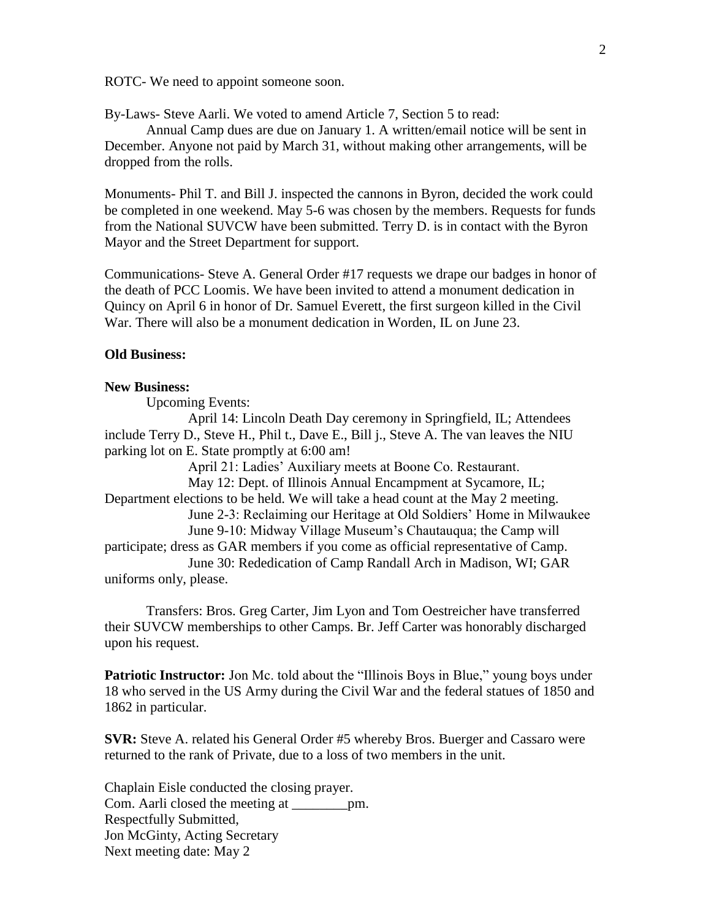ROTC- We need to appoint someone soon.

By-Laws- Steve Aarli. We voted to amend Article 7, Section 5 to read:

Annual Camp dues are due on January 1. A written/email notice will be sent in December. Anyone not paid by March 31, without making other arrangements, will be dropped from the rolls.

Monuments- Phil T. and Bill J. inspected the cannons in Byron, decided the work could be completed in one weekend. May 5-6 was chosen by the members. Requests for funds from the National SUVCW have been submitted. Terry D. is in contact with the Byron Mayor and the Street Department for support.

Communications- Steve A. General Order #17 requests we drape our badges in honor of the death of PCC Loomis. We have been invited to attend a monument dedication in Quincy on April 6 in honor of Dr. Samuel Everett, the first surgeon killed in the Civil War. There will also be a monument dedication in Worden, IL on June 23.

**Old Business:**

**New Business:**

Upcoming Events:

April 14: Lincoln Death Day ceremony in Springfield, IL; Attendees include Terry D., Steve H., Phil t., Dave E., Bill j., Steve A. The van leaves the NIU parking lot on E. State promptly at 6:00 am!

April 21: Ladies' Auxiliary meets at Boone Co. Restaurant.

May 12: Dept. of Illinois Annual Encampment at Sycamore, IL; Department elections to be held. We will take a head count at the May 2 meeting.

June 2-3: Reclaiming our Heritage at Old Soldiers' Home in Milwaukee

June 9-10: Midway Village Museum's Chautauqua; the Camp will participate; dress as GAR members if you come as official representative of Camp.

June 30: Rededication of Camp Randall Arch in Madison, WI; GAR uniforms only, please.

Transfers: Bros. Greg Carter, Jim Lyon and Tom Oestreicher have transferred their SUVCW memberships to other Camps. Br. Jeff Carter was honorably discharged upon his request.

**Patriotic Instructor:** Jon Mc. told about the "Illinois Boys in Blue," young boys under 18 who served in the US Army during the Civil War and the federal statues of 1850 and 1862 in particular.

**SVR:** Steve A. related his General Order #5 whereby Bros. Buerger and Cassaro were returned to the rank of Private, due to a loss of two members in the unit.

Chaplain Eisle conducted the closing prayer.
Com. Aarli closed the meeting at ________pm.
Respectfully Submitted,
Jon McGinty, Acting Secretary
Next meeting date: May 2